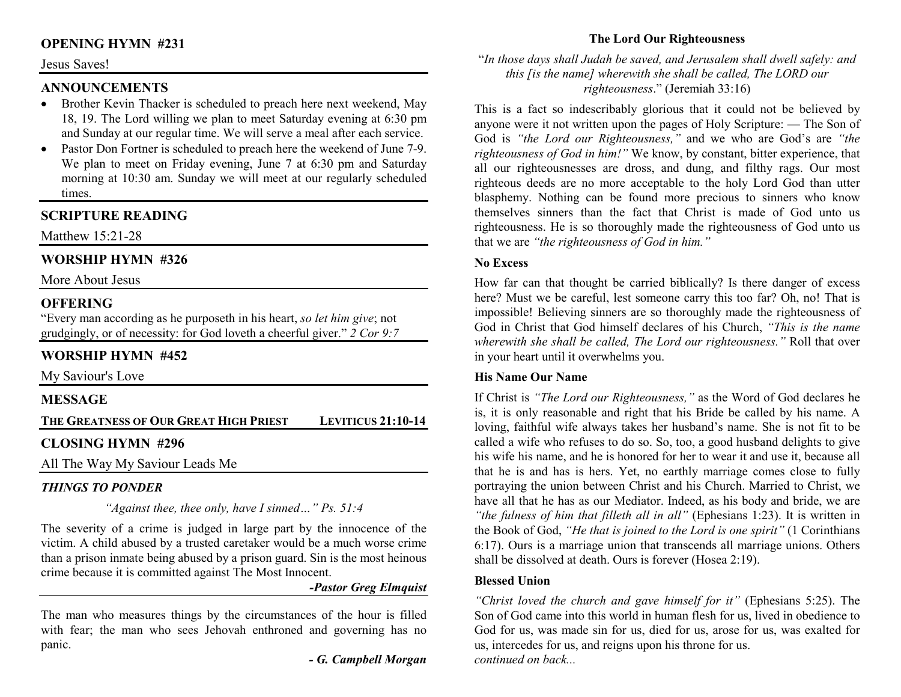## OPENING HYMN #231

Jesus Saves!

## ANNOUNCEMENTS

- Brother Kevin Thacker is scheduled to preach here next weekend, May 18, 19. The Lord willing we plan to meet Saturday evening at 6:30 pm and Sunday at our regular time. We will serve a meal after each service.
- Pastor Don Fortner is scheduled to preach here the weekend of June 7-9. We plan to meet on Friday evening, June 7 at 6:30 pm and Saturday morning at 10:30 am. Sunday we will meet at our regularly scheduled times.

## SCRIPTURE READING

Matthew 15:21-28

## WORSHIP HYMN #326

More About Jesus

## OFFERING

"Every man according as he purposeth in his heart, *so let him give*; not grudgingly, or of necessity: for God loveth a cheerful giver." *2 Cor 9:7*

## WORSHIP HYMN #452

My Saviour's Love

## MESSAGE

**THE GREATNESS OF OUR GREAT HIGH PRIEST** — **LEVITICUS 21:10-14**

## CLOSING HYMN #296

All The Way My Saviour Leads Me

### *THINGS TO PONDER*

*"Against thee, thee only, have I sinned…" Ps. 51:4*

The severity of a crime is judged in large part by the innocence of the victim. A child abused by a trusted caretaker would be a much worse crime than a prison inmate being abused by a prison guard. Sin is the most heinous crime because it is committed against The Most Innocent.

***-Pastor Greg Elmquist***

The man who measures things by the circumstances of the hour is filled with fear; the man who sees Jehovah enthroned and governing has no panic.

***- G. Campbell Morgan***

## The Lord Our Righteousness

"*In those days shall Judah be saved, and Jerusalem shall dwell safely: and this [is the name] wherewith she shall be called, The LORD our righteousness*." (Jeremiah 33:16)

This is a fact so indescribably glorious that it could not be believed by anyone were it not written upon the pages of Holy Scripture: — The Son of God is *"the Lord our Righteousness,"* and we who are God's are *"the righteousness of God in him!"* We know, by constant, bitter experience, that all our righteousnesses are dross, and dung, and filthy rags. Our most righteous deeds are no more acceptable to the holy Lord God than utter blasphemy. Nothing can be found more precious to sinners who know themselves sinners than the fact that Christ is made of God unto us righteousness. He is so thoroughly made the righteousness of God unto us that we are *"the righteousness of God in him."*

### No Excess

How far can that thought be carried biblically? Is there danger of excess here? Must we be careful, lest someone carry this too far? Oh, no! That is impossible! Believing sinners are so thoroughly made the righteousness of God in Christ that God himself declares of his Church, *"This is the name wherewith she shall be called, The Lord our righteousness."* Roll that over in your heart until it overwhelms you.

### His Name Our Name

If Christ is *"The Lord our Righteousness,"* as the Word of God declares he is, it is only reasonable and right that his Bride be called by his name. A loving, faithful wife always takes her husband's name. She is not fit to be called a wife who refuses to do so. So, too, a good husband delights to give his wife his name, and he is honored for her to wear it and use it, because all that he is and has is hers. Yet, no earthly marriage comes close to fully portraying the union between Christ and his Church. Married to Christ, we have all that he has as our Mediator. Indeed, as his body and bride, we are *"the fulness of him that filleth all in all"* (Ephesians 1:23). It is written in the Book of God, *"He that is joined to the Lord is one spirit"* (1 Corinthians 6:17). Ours is a marriage union that transcends all marriage unions. Others shall be dissolved at death. Ours is forever (Hosea 2:19).

### Blessed Union

*"Christ loved the church and gave himself for it"* (Ephesians 5:25). The Son of God came into this world in human flesh for us, lived in obedience to God for us, was made sin for us, died for us, arose for us, was exalted for us, intercedes for us, and reigns upon his throne for us.

*continued on back...*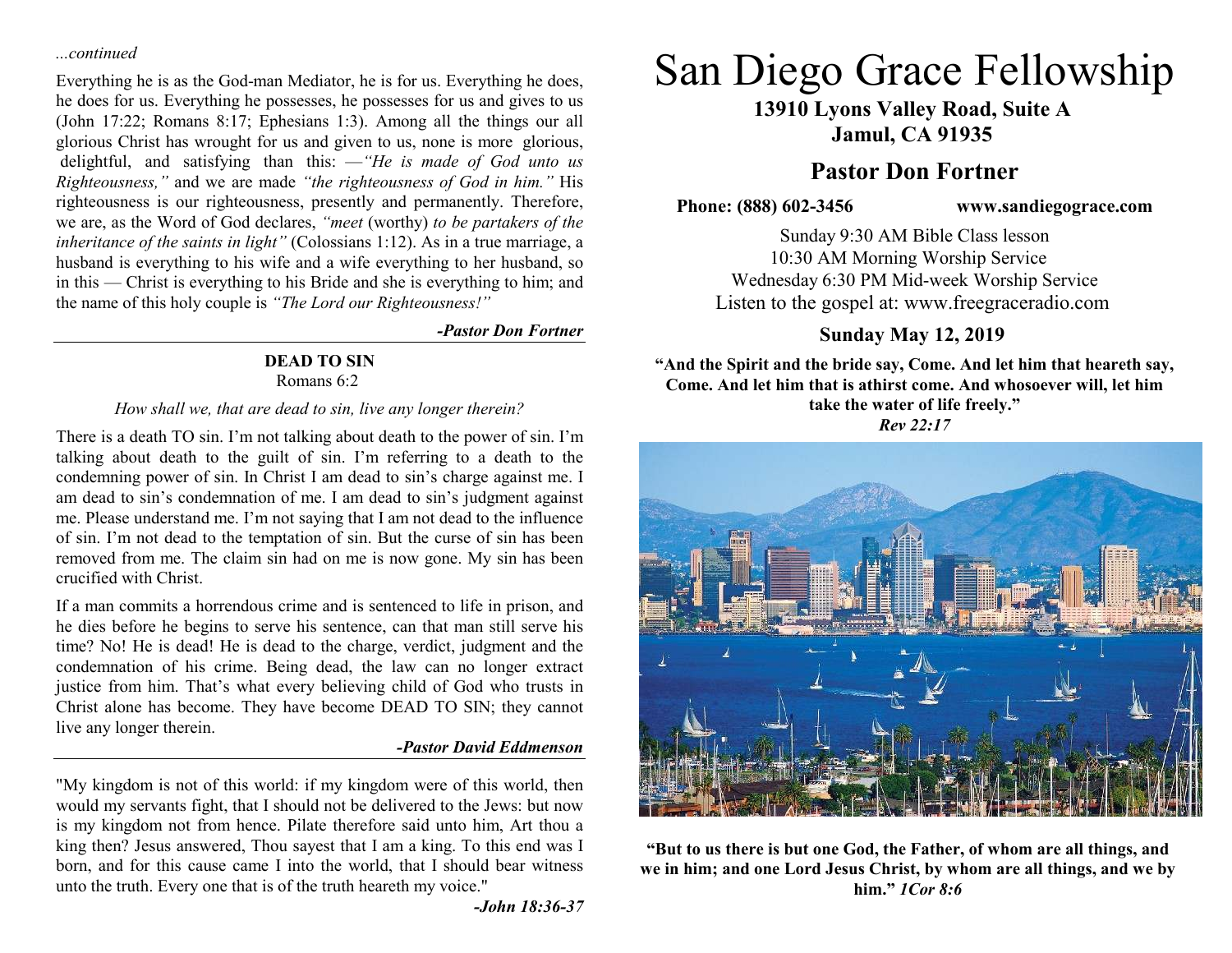*...continued*

Everything he is as the God-man Mediator, he is for us. Everything he does, he does for us. Everything he possesses, he possesses for us and gives to us (John 17:22; Romans 8:17; Ephesians 1:3). Among all the things our all glorious Christ has wrought for us and given to us, none is more glorious, delightful, and satisfying than this: —*"He is made of God unto us Righteousness,"* and we are made *"the righteousness of God in him."* His righteousness is our righteousness, presently and permanently. Therefore, we are, as the Word of God declares, *"meet* (worthy) *to be partakers of the inheritance of the saints in light"* (Colossians 1:12). As in a true marriage, a husband is everything to his wife and a wife everything to her husband, so in this — Christ is everything to his Bride and she is everything to him; and the name of this holy couple is *"The Lord our Righteousness!"*

***-Pastor Don Fortner***

---

**DEAD TO SIN**
Romans 6:2

*How shall we, that are dead to sin, live any longer therein?*

There is a death TO sin. I'm not talking about death to the power of sin. I'm talking about death to the guilt of sin. I'm referring to a death to the condemning power of sin. In Christ I am dead to sin's charge against me. I am dead to sin's condemnation of me. I am dead to sin's judgment against me. Please understand me. I'm not saying that I am not dead to the influence of sin. I'm not dead to the temptation of sin. But the curse of sin has been removed from me. The claim sin had on me is now gone. My sin has been crucified with Christ.

If a man commits a horrendous crime and is sentenced to life in prison, and he dies before he begins to serve his sentence, can that man still serve his time? No! He is dead! He is dead to the charge, verdict, judgment and the condemnation of his crime. Being dead, the law can no longer extract justice from him. That's what every believing child of God who trusts in Christ alone has become. They have become DEAD TO SIN; they cannot live any longer therein.

***-Pastor David Eddmenson***

---

"My kingdom is not of this world: if my kingdom were of this world, then would my servants fight, that I should not be delivered to the Jews: but now is my kingdom not from hence. Pilate therefore said unto him, Art thou a king then? Jesus answered, Thou sayest that I am a king. To this end was I born, and for this cause came I into the world, that I should bear witness unto the truth. Every one that is of the truth heareth my voice."

***-John 18:36-37***

# San Diego Grace Fellowship

**13910 Lyons Valley Road, Suite A**
**Jamul, CA 91935**

## Pastor Don Fortner

**Phone: (888) 602-3456** **www.sandiegograce.com**

Sunday 9:30 AM Bible Class lesson
10:30 AM Morning Worship Service
Wednesday 6:30 PM Mid-week Worship Service
Listen to the gospel at: www.freegraceradio.com

### Sunday May 12, 2019

**"And the Spirit and the bride say, Come. And let him that heareth say, Come. And let him that is athirst come. And whosoever will, let him take the water of life freely."**
***Rev 22:17***

**"But to us there is but one God, the Father, of whom are all things, and we in him; and one Lord Jesus Christ, by whom are all things, and we by him."** ***1Cor 8:6***